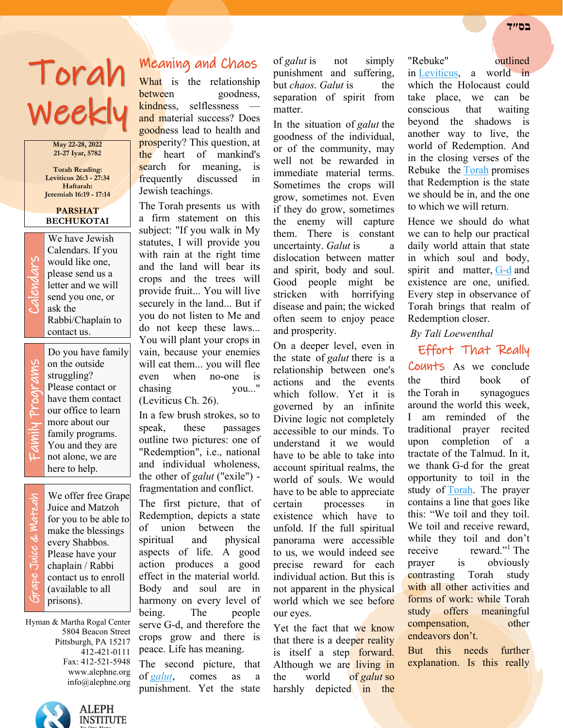בס"ד

# Torah Weekly

May 22-28, 2022
21-27 Iyar, 5782

Torah Reading:
Leviticus 26:3 - 27:34
Haftarah:
Jeremiah 16:19 - 17:14

**PARSHAT BECHUKOTAI**

**Calendars**

We have Jewish Calendars. If you would like one, please send us a letter and we will send you one, or ask the Rabbi/Chaplain to contact us.

**Family Programs**

Do you have family on the outside struggling? Please contact or have them contact our office to learn more about our family programs. You and they are not alone, we are here to help.

**Grape Juice & Matzah**

We offer free Grape Juice and Matzoh for you to be able to make the blessings every Shabbos. Please have your chaplain / Rabbi contact us to enroll (available to all prisons).

Hyman & Martha Rogal Center
5804 Beacon Street
Pittsburgh, PA 15217
412-421-0111
Fax: 412-521-5948
www.alephne.org
info@alephne.org

ALEPH INSTITUTE

## Meaning and Chaos

What is the relationship between goodness, kindness, selflessness — and material success? Does goodness lead to health and prosperity? This question, at the heart of mankind's search for meaning, is frequently discussed in Jewish teachings.

The Torah presents us with a firm statement on this subject: "If you walk in My statutes, I will provide you with rain at the right time and the land will bear its crops and the trees will provide fruit... You will live securely in the land... But if you do not listen to Me and do not keep these laws... You will plant your crops in vain, because your enemies will eat them... you will flee even when no-one is chasing you..." (Leviticus Ch. 26).

In a few brush strokes, so to speak, these passages outline two pictures: one of "Redemption", i.e., national and individual wholeness, the other of *galut* ("exile") - fragmentation and conflict.

The first picture, that of Redemption, depicts a state of union between the spiritual and physical aspects of life. A good action produces a good effect in the material world. Body and soul are in harmony on every level of being. The people serve G-d, and therefore the crops grow and there is peace. Life has meaning.

The second picture, that of *galut*, comes as a punishment. Yet the state of *galut* is not simply punishment and suffering, but *chaos*. *Galut* is the separation of spirit from matter.

In the situation of *galut* the goodness of the individual, or of the community, may well not be rewarded in immediate material terms. Sometimes the crops will grow, sometimes not. Even if they do grow, sometimes the enemy will capture them. There is constant uncertainty. *Galut* is a dislocation between matter and spirit, body and soul. Good people might be stricken with horrifying disease and pain; the wicked often seem to enjoy peace and prosperity.

On a deeper level, even in the state of *galut* there is a relationship between one's actions and the events which follow. Yet it is governed by an infinite Divine logic not completely accessible to our minds. To understand it we would have to be able to take into account spiritual realms, the world of souls. We would have to be able to appreciate certain processes in existence which have to unfold. If the full spiritual panorama were accessible to us, we would indeed see precise reward for each individual action. But this is not apparent in the physical world which we see before our eyes.

Yet the fact that we know that there is a deeper reality is itself a step forward. Although we are living in the world of *galut* so harshly depicted in the "Rebuke" outlined in Leviticus, a world in which the Holocaust could take place, we can be conscious that waiting beyond the shadows is another way to live, the world of Redemption. And in the closing verses of the Rebuke the Torah promises that Redemption is the state we should be in, and the one to which we will return.

Hence we should do what we can to help our practical daily world attain that state in which soul and body, spirit and matter, G-d and existence are one, unified. Every step in observance of Torah brings that realm of Redemption closer.

*By Tali Loewenthal*

## Effort That Really Counts

As we conclude the third book of the Torah in synagogues around the world this week, I am reminded of the traditional prayer recited upon completion of a tractate of the Talmud. In it, we thank G-d for the great opportunity to toil in the study of Torah. The prayer contains a line that goes like this: "We toil and they toil. We toil and receive reward, while they toil and don't receive reward."[1] The prayer is obviously contrasting Torah study with all other activities and forms of work: while Torah study offers meaningful compensation, other endeavors don't.

But this needs further explanation. Is this really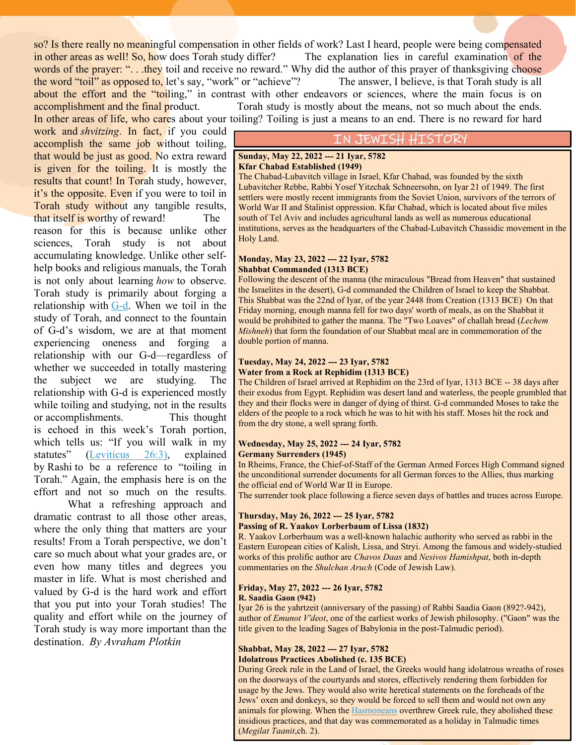so? Is there really no meaningful compensation in other fields of work? Last I heard, people were being compensated in other areas as well! So, how does Torah study differ? The explanation lies in careful examination of the words of the prayer: ". . .they toil and receive no reward." Why did the author of this prayer of thanksgiving choose the word "toil" as opposed to, let's say, "work" or "achieve"? The answer, I believe, is that Torah study is all about the effort and the "toiling," in contrast with other endeavors or sciences, where the main focus is on accomplishment and the final product. Torah study is mostly about the means, not so much about the ends. In other areas of life, who cares about your toiling? Toiling is just a means to an end. There is no reward for hard work and *shvitzing*. In fact, if you could accomplish the same job without toiling, that would be just as good. No extra reward is given for the toiling. It is mostly the results that count! In Torah study, however, it's the opposite. Even if you were to toil in Torah study without any tangible results, that itself is worthy of reward! The reason for this is because unlike other sciences, Torah study is not about accumulating knowledge. Unlike other self-help books and religious manuals, the Torah is not only about learning *how* to observe. Torah study is primarily about forging a relationship with G-d. When we toil in the study of Torah, and connect to the fountain of G-d's wisdom, we are at that moment experiencing oneness and forging a relationship with our G-d—regardless of whether we succeeded in totally mastering the subject we are studying. The relationship with G-d is experienced mostly while toiling and studying, not in the results or accomplishments. This thought is echoed in this week's Torah portion, which tells us: "If you will walk in my statutes" (Leviticus 26:3), explained by Rashi to be a reference to "toiling in Torah." Again, the emphasis here is on the effort and not so much on the results. What a refreshing approach and dramatic contrast to all those other areas, where the only thing that matters are your results! From a Torah perspective, we don't care so much about what your grades are, or even how many titles and degrees you master in life. What is most cherished and valued by G-d is the hard work and effort that you put into your Torah studies! The quality and effort while on the journey of Torah study is way more important than the destination. *By Avraham Plotkin*

## IN JEWISH HISTORY

**Sunday, May 22, 2022 --- 21 Iyar, 5782**
**Kfar Chabad Established (1949)**
The Chabad-Lubavitch village in Israel, Kfar Chabad, was founded by the sixth Lubavitcher Rebbe, Rabbi Yosef Yitzchak Schneersohn, on Iyar 21 of 1949. The first settlers were mostly recent immigrants from the Soviet Union, survivors of the terrors of World War II and Stalinist oppression. Kfar Chabad, which is located about five miles south of Tel Aviv and includes agricultural lands as well as numerous educational institutions, serves as the headquarters of the Chabad-Lubavitch Chassidic movement in the Holy Land.

**Monday, May 23, 2022 --- 22 Iyar, 5782**
**Shabbat Commanded (1313 BCE)**
Following the descent of the manna (the miraculous "Bread from Heaven" that sustained the Israelites in the desert), G-d commanded the Children of Israel to keep the Shabbat. This Shabbat was the 22nd of Iyar, of the year 2448 from Creation (1313 BCE) On that Friday morning, enough manna fell for two days' worth of meals, as on the Shabbat it would be prohibited to gather the manna. The "Two Loaves" of challah bread (*Lechem Mishneh*) that form the foundation of our Shabbat meal are in commemoration of the double portion of manna.

**Tuesday, May 24, 2022 --- 23 Iyar, 5782**
**Water from a Rock at Rephidim (1313 BCE)**
The Children of Israel arrived at Rephidim on the 23rd of Iyar, 1313 BCE -- 38 days after their exodus from Egypt. Rephidim was desert land and waterless, the people grumbled that they and their flocks were in danger of dying of thirst. G-d commanded Moses to take the elders of the people to a rock which he was to hit with his staff. Moses hit the rock and from the dry stone, a well sprang forth.

**Wednesday, May 25, 2022 --- 24 Iyar, 5782**
**Germany Surrenders (1945)**
In Rheims, France, the Chief-of-Staff of the German Armed Forces High Command signed the unconditional surrender documents for all German forces to the Allies, thus marking the official end of World War II in Europe.
The surrender took place following a fierce seven days of battles and truces across Europe.

**Thursday, May 26, 2022 --- 25 Iyar, 5782**
**Passing of R. Yaakov Lorberbaum of Lissa (1832)**
R. Yaakov Lorberbaum was a well-known halachic authority who served as rabbi in the Eastern European cities of Kalish, Lissa, and Stryi. Among the famous and widely-studied works of this prolific author are *Chavos Daas* and *Nesivos Hamishpat*, both in-depth commentaries on the *Shulchan Aruch* (Code of Jewish Law).

**Friday, May 27, 2022 --- 26 Iyar, 5782**
**R. Saadia Gaon (942)**
Iyar 26 is the yahrtzeit (anniversary of the passing) of Rabbi Saadia Gaon (892?-942), author of *Emunot V'deot*, one of the earliest works of Jewish philosophy. ("Gaon" was the title given to the leading Sages of Babylonia in the post-Talmudic period).

**Shabbat, May 28, 2022 --- 27 Iyar, 5782**
**Idolatrous Practices Abolished (c. 135 BCE)**
During Greek rule in the Land of Israel, the Greeks would hang idolatrous wreaths of roses on the doorways of the courtyards and stores, effectively rendering them forbidden for usage by the Jews. They would also write heretical statements on the foreheads of the Jews' oxen and donkeys, so they would be forced to sell them and would not own any animals for plowing. When the Hasmoneans overthrew Greek rule, they abolished these insidious practices, and that day was commemorated as a holiday in Talmudic times (*Megilat Taanit*,ch. 2).